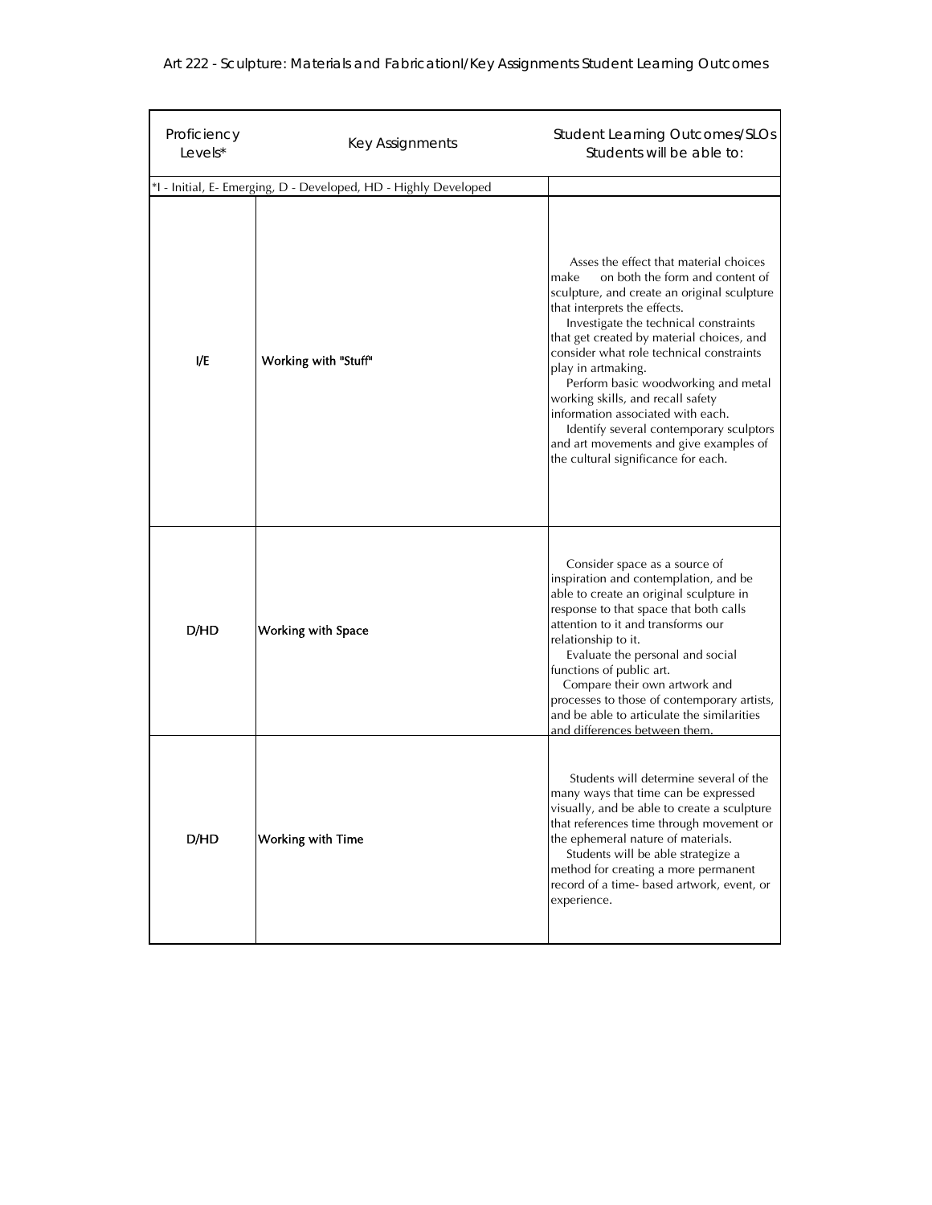# Art 222 - Sculpture: Materials and FabricationI/Key Assignments Student Learning Outcomes

| Proficiency Levels* | Key Assignments | Student Learning Outcomes/SLOs Students will be able to: |
|---|---|---|
| *I - Initial, E- Emerging, D - Developed, HD - Highly Developed | | |
| I/E | Working with "Stuff" | Asses the effect that material choices make on both the form and content of sculpture, and create an original sculpture that interprets the effects. Investigate the technical constraints that get created by material choices, and consider what role technical constraints play in artmaking. Perform basic woodworking and metal working skills, and recall safety information associated with each. Identify several contemporary sculptors and art movements and give examples of the cultural significance for each. |
| D/HD | Working with Space | Consider space as a source of inspiration and contemplation, and be able to create an original sculpture in response to that space that both calls attention to it and transforms our relationship to it. Evaluate the personal and social functions of public art. Compare their own artwork and processes to those of contemporary artists, and be able to articulate the similarities and differences between them. |
| D/HD | Working with Time | Students will determine several of the many ways that time can be expressed visually, and be able to create a sculpture that references time through movement or the ephemeral nature of materials. Students will be able strategize a method for creating a more permanent record of a time- based artwork, event, or experience. |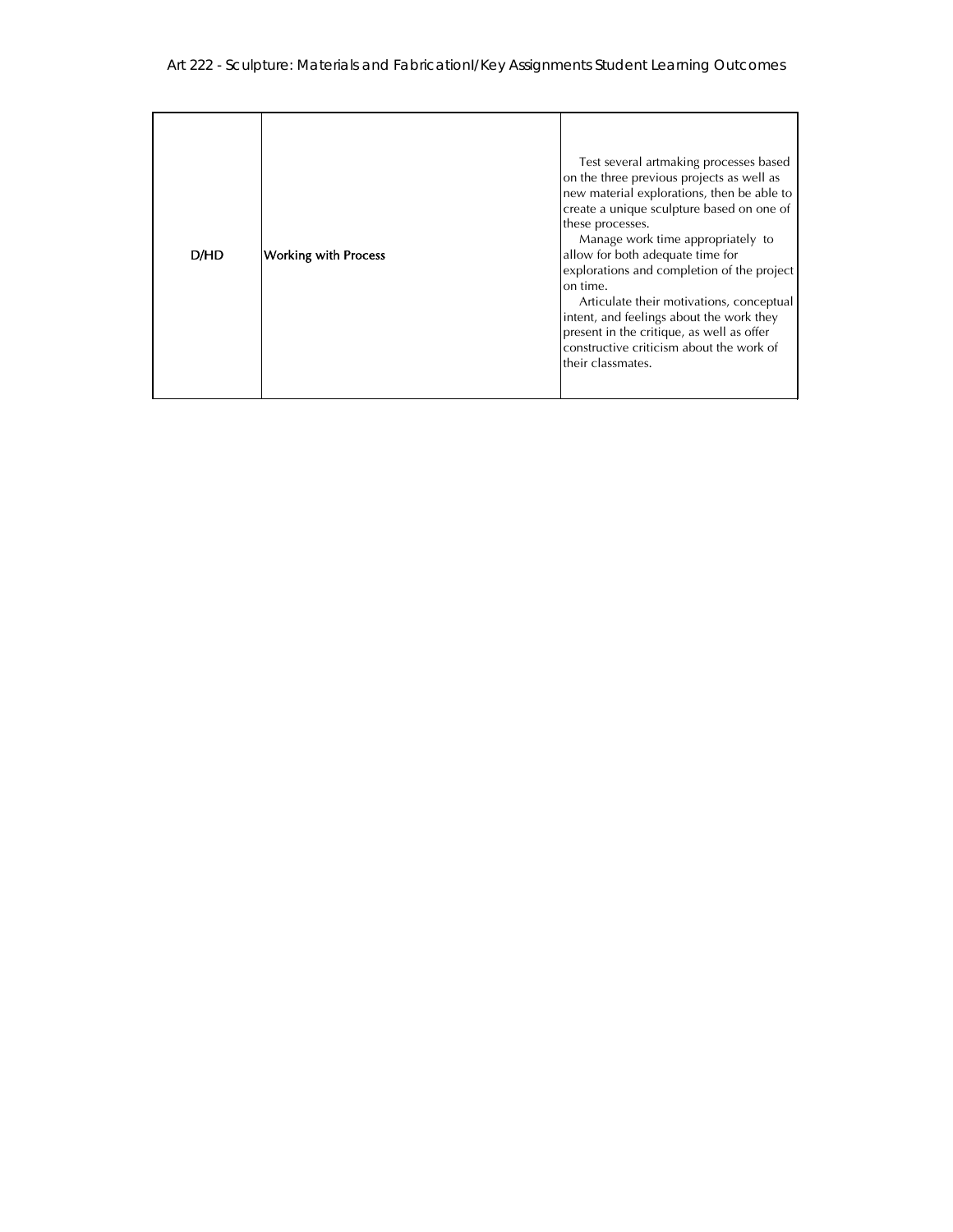| | | |
|---|---|---|
| D/HD | Working with Process | Test several artmaking processes based on the three previous projects as well as new material explorations, then be able to create a unique sculpture based on one of these processes.<br>Manage work time appropriately to allow for both adequate time for explorations and completion of the project on time.<br>Articulate their motivations, conceptual intent, and feelings about the work they present in the critique, as well as offer constructive criticism about the work of their classmates. |